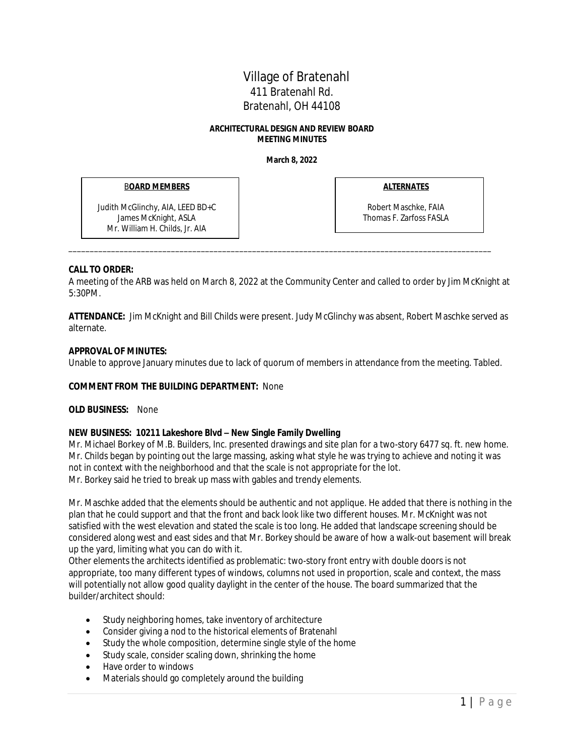# Village of Bratenahl
411 Bratenahl Rd.
Bratenahl, OH 44108

**ARCHITECTURAL DESIGN AND REVIEW BOARD**
**MEETING MINUTES**

**March 8, 2022**

| **BOARD MEMBERS** | **ALTERNATES** |
| --- | --- |
| Judith McGlinchy, AIA, LEED BD+C | Robert Maschke, FAIA |
| James McKnight, ASLA | Thomas F. Zarfoss FASLA |
| Mr. William H. Childs, Jr. AIA | |

---

**CALL TO ORDER:**
A meeting of the ARB was held on March 8, 2022 at the Community Center and called to order by Jim McKnight at 5:30PM.

**ATTENDANCE:** Jim McKnight and Bill Childs were present. Judy McGlinchy was absent, Robert Maschke served as alternate.

**APPROVAL OF MINUTES:**
Unable to approve January minutes due to lack of quorum of members in attendance from the meeting. Tabled.

**COMMENT FROM THE BUILDING DEPARTMENT:** None

**OLD BUSINESS:** None

**NEW BUSINESS: 10211 Lakeshore Blvd – New Single Family Dwelling**
Mr. Michael Borkey of M.B. Builders, Inc. presented drawings and site plan for a two-story 6477 sq. ft. new home. Mr. Childs began by pointing out the large massing, asking what style he was trying to achieve and noting it was not in context with the neighborhood and that the scale is not appropriate for the lot.
Mr. Borkey said he tried to break up mass with gables and trendy elements.

Mr. Maschke added that the elements should be authentic and not applique. He added that there is nothing in the plan that he could support and that the front and back look like two different houses. Mr. McKnight was not satisfied with the west elevation and stated the scale is too long. He added that landscape screening should be considered along west and east sides and that Mr. Borkey should be aware of how a walk-out basement will break up the yard, limiting what you can do with it.
Other elements the architects identified as problematic: two-story front entry with double doors is not appropriate, too many different types of windows, columns not used in proportion, scale and context, the mass will potentially not allow good quality daylight in the center of the house. The board summarized that the builder/architect should:

- Study neighboring homes, take inventory of architecture
- Consider giving a nod to the historical elements of Bratenahl
- Study the whole composition, determine single style of the home
- Study scale, consider scaling down, shrinking the home
- Have order to windows
- Materials should go completely around the building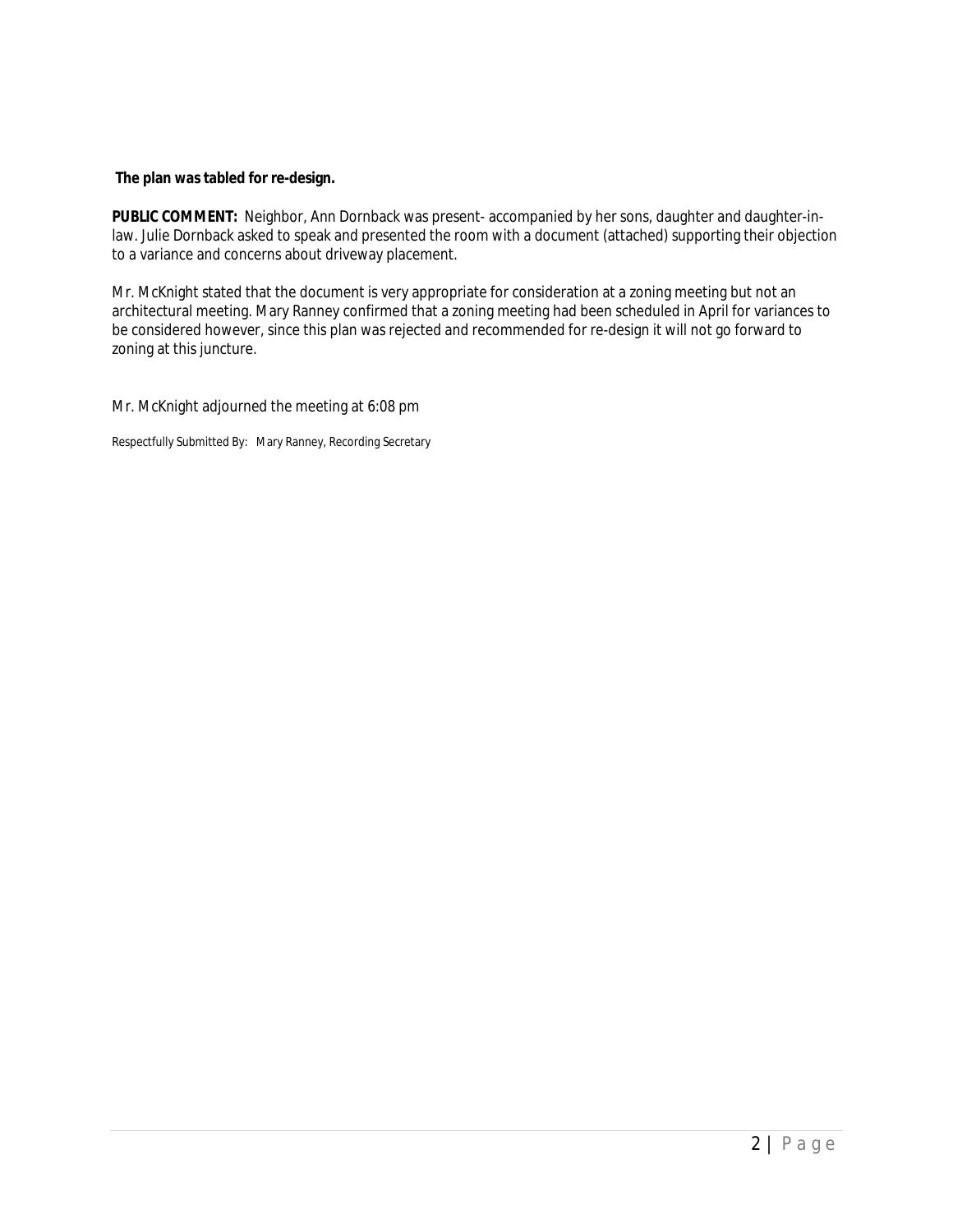**The plan was tabled for re-design.**

**PUBLIC COMMENT:** Neighbor, Ann Dornback was present- accompanied by her sons, daughter and daughter-in-law. Julie Dornback asked to speak and presented the room with a document (attached) supporting their objection to a variance and concerns about driveway placement.

Mr. McKnight stated that the document is very appropriate for consideration at a zoning meeting but not an architectural meeting. Mary Ranney confirmed that a zoning meeting had been scheduled in April for variances to be considered however, since this plan was rejected and recommended for re-design it will not go forward to zoning at this juncture.

Mr. McKnight adjourned the meeting at 6:08 pm

Respectfully Submitted By: Mary Ranney, Recording Secretary